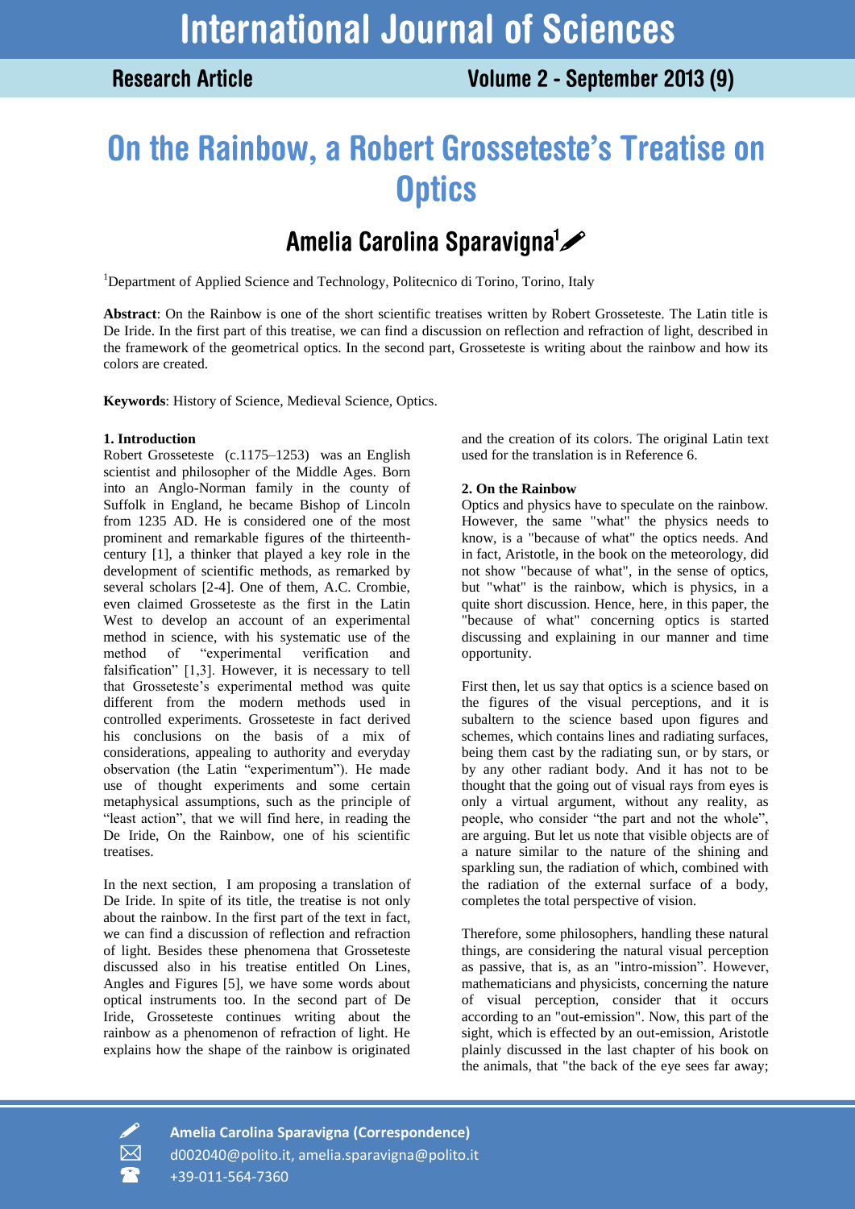# On the Rainbow, a Robert Grosseteste's Treatise on Optics

## Amelia Carolina Sparavigna[1]

[1]Department of Applied Science and Technology, Politecnico di Torino, Torino, Italy

**Abstract**: On the Rainbow is one of the short scientific treatises written by Robert Grosseteste. The Latin title is De Iride. In the first part of this treatise, we can find a discussion on reflection and refraction of light, described in the framework of the geometrical optics. In the second part, Grosseteste is writing about the rainbow and how its colors are created.

**Keywords**: History of Science, Medieval Science, Optics.

### 1. Introduction

Robert Grosseteste (c.1175–1253) was an English scientist and philosopher of the Middle Ages. Born into an Anglo-Norman family in the county of Suffolk in England, he became Bishop of Lincoln from 1235 AD. He is considered one of the most prominent and remarkable figures of the thirteenth-century [1], a thinker that played a key role in the development of scientific methods, as remarked by several scholars [2-4]. One of them, A.C. Crombie, even claimed Grosseteste as the first in the Latin West to develop an account of an experimental method in science, with his systematic use of the method of "experimental verification and falsification" [1,3]. However, it is necessary to tell that Grosseteste's experimental method was quite different from the modern methods used in controlled experiments. Grosseteste in fact derived his conclusions on the basis of a mix of considerations, appealing to authority and everyday observation (the Latin "experimentum"). He made use of thought experiments and some certain metaphysical assumptions, such as the principle of "least action", that we will find here, in reading the De Iride, On the Rainbow, one of his scientific treatises.

In the next section, I am proposing a translation of De Iride. In spite of its title, the treatise is not only about the rainbow. In the first part of the text in fact, we can find a discussion of reflection and refraction of light. Besides these phenomena that Grosseteste discussed also in his treatise entitled On Lines, Angles and Figures [5], we have some words about optical instruments too. In the second part of De Iride, Grosseteste continues writing about the rainbow as a phenomenon of refraction of light. He explains how the shape of the rainbow is originated and the creation of its colors. The original Latin text used for the translation is in Reference 6.

### 2. On the Rainbow

Optics and physics have to speculate on the rainbow. However, the same "what" the physics needs to know, is a "because of what" the optics needs. And in fact, Aristotle, in the book on the meteorology, did not show "because of what", in the sense of optics, but "what" is the rainbow, which is physics, in a quite short discussion. Hence, here, in this paper, the "because of what" concerning optics is started discussing and explaining in our manner and time opportunity.

First then, let us say that optics is a science based on the figures of the visual perceptions, and it is subaltern to the science based upon figures and schemes, which contains lines and radiating surfaces, being them cast by the radiating sun, or by stars, or by any other radiant body. And it has not to be thought that the going out of visual rays from eyes is only a virtual argument, without any reality, as people, who consider "the part and not the whole", are arguing. But let us note that visible objects are of a nature similar to the nature of the shining and sparkling sun, the radiation of which, combined with the radiation of the external surface of a body, completes the total perspective of vision.

Therefore, some philosophers, handling these natural things, are considering the natural visual perception as passive, that is, as an "intro-mission". However, mathematicians and physicists, concerning the nature of visual perception, consider that it occurs according to an "out-emission". Now, this part of the sight, which is effected by an out-emission, Aristotle plainly discussed in the last chapter of his book on the animals, that "the back of the eye sees far away;

Amelia Carolina Sparavigna (Correspondence)
d002040@polito.it, amelia.sparavigna@polito.it
+39-011-564-7360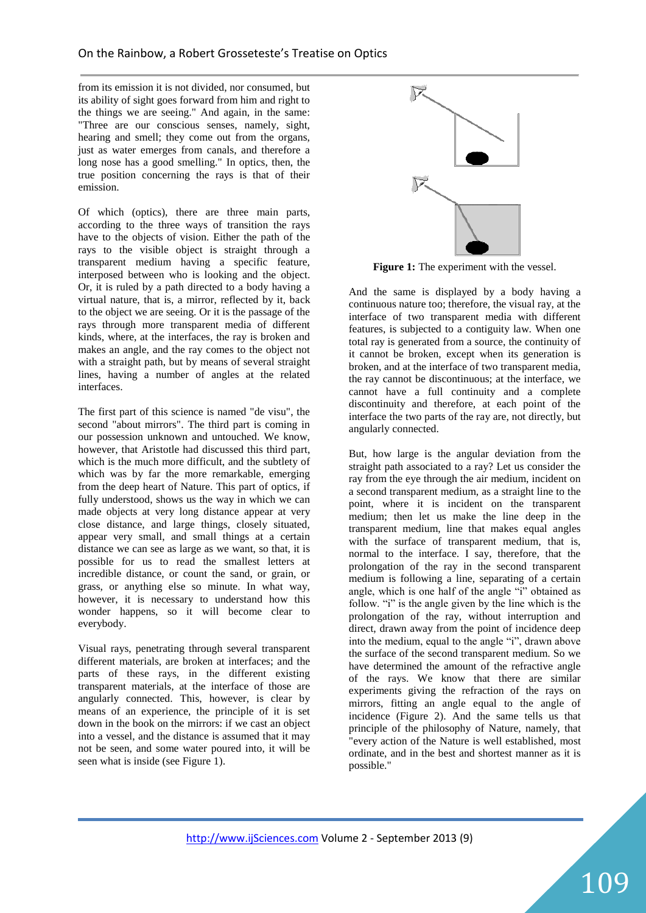from its emission it is not divided, nor consumed, but its ability of sight goes forward from him and right to the things we are seeing." And again, in the same: "Three are our conscious senses, namely, sight, hearing and smell; they come out from the organs, just as water emerges from canals, and therefore a long nose has a good smelling." In optics, then, the true position concerning the rays is that of their emission.

Of which (optics), there are three main parts, according to the three ways of transition the rays have to the objects of vision. Either the path of the rays to the visible object is straight through a transparent medium having a specific feature, interposed between who is looking and the object. Or, it is ruled by a path directed to a body having a virtual nature, that is, a mirror, reflected by it, back to the object we are seeing. Or it is the passage of the rays through more transparent media of different kinds, where, at the interfaces, the ray is broken and makes an angle, and the ray comes to the object not with a straight path, but by means of several straight lines, having a number of angles at the related interfaces.

The first part of this science is named "de visu", the second "about mirrors". The third part is coming in our possession unknown and untouched. We know, however, that Aristotle had discussed this third part, which is the much more difficult, and the subtlety of which was by far the more remarkable, emerging from the deep heart of Nature. This part of optics, if fully understood, shows us the way in which we can made objects at very long distance appear at very close distance, and large things, closely situated, appear very small, and small things at a certain distance we can see as large as we want, so that, it is possible for us to read the smallest letters at incredible distance, or count the sand, or grain, or grass, or anything else so minute. In what way, however, it is necessary to understand how this wonder happens, so it will become clear to everybody.

Visual rays, penetrating through several transparent different materials, are broken at interfaces; and the parts of these rays, in the different existing transparent materials, at the interface of those are angularly connected. This, however, is clear by means of an experience, the principle of it is set down in the book on the mirrors: if we cast an object into a vessel, and the distance is assumed that it may not be seen, and some water poured into, it will be seen what is inside (see Figure 1).

**Figure 1:** The experiment with the vessel.

And the same is displayed by a body having a continuous nature too; therefore, the visual ray, at the interface of two transparent media with different features, is subjected to a contiguity law. When one total ray is generated from a source, the continuity of it cannot be broken, except when its generation is broken, and at the interface of two transparent media, the ray cannot be discontinuous; at the interface, we cannot have a full continuity and a complete discontinuity and therefore, at each point of the interface the two parts of the ray are, not directly, but angularly connected.

But, how large is the angular deviation from the straight path associated to a ray? Let us consider the ray from the eye through the air medium, incident on a second transparent medium, as a straight line to the point, where it is incident on the transparent medium; then let us make the line deep in the transparent medium, line that makes equal angles with the surface of transparent medium, that is, normal to the interface. I say, therefore, that the prolongation of the ray in the second transparent medium is following a line, separating of a certain angle, which is one half of the angle "i" obtained as follow. "i" is the angle given by the line which is the prolongation of the ray, without interruption and direct, drawn away from the point of incidence deep into the medium, equal to the angle "i", drawn above the surface of the second transparent medium. So we have determined the amount of the refractive angle of the rays. We know that there are similar experiments giving the refraction of the rays on mirrors, fitting an angle equal to the angle of incidence (Figure 2). And the same tells us that principle of the philosophy of Nature, namely, that "every action of the Nature is well established, most ordinate, and in the best and shortest manner as it is possible."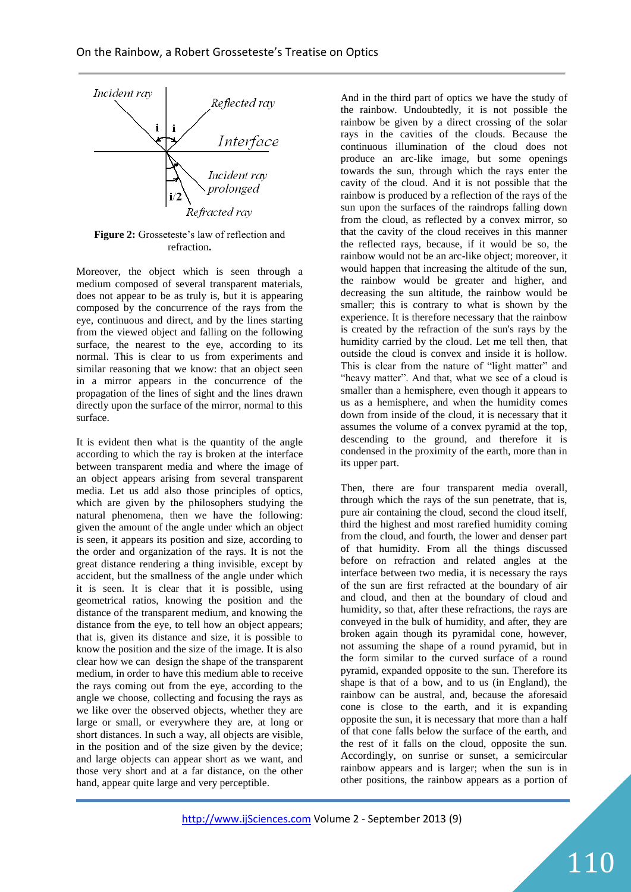Figure 2: Grosseteste's law of reflection and refraction.

Moreover, the object which is seen through a medium composed of several transparent materials, does not appear to be as truly is, but it is appearing composed by the concurrence of the rays from the eye, continuous and direct, and by the lines starting from the viewed object and falling on the following surface, the nearest to the eye, according to its normal. This is clear to us from experiments and similar reasoning that we know: that an object seen in a mirror appears in the concurrence of the propagation of the lines of sight and the lines drawn directly upon the surface of the mirror, normal to this surface.

It is evident then what is the quantity of the angle according to which the ray is broken at the interface between transparent media and where the image of an object appears arising from several transparent media. Let us add also those principles of optics, which are given by the philosophers studying the natural phenomena, then we have the following: given the amount of the angle under which an object is seen, it appears its position and size, according to the order and organization of the rays. It is not the great distance rendering a thing invisible, except by accident, but the smallness of the angle under which it is seen. It is clear that it is possible, using geometrical ratios, knowing the position and the distance of the transparent medium, and knowing the distance from the eye, to tell how an object appears; that is, given its distance and size, it is possible to know the position and the size of the image. It is also clear how we can design the shape of the transparent medium, in order to have this medium able to receive the rays coming out from the eye, according to the angle we choose, collecting and focusing the rays as we like over the observed objects, whether they are large or small, or everywhere they are, at long or short distances. In such a way, all objects are visible, in the position and of the size given by the device; and large objects can appear short as we want, and those very short and at a far distance, on the other hand, appear quite large and very perceptible.

And in the third part of optics we have the study of the rainbow. Undoubtedly, it is not possible the rainbow be given by a direct crossing of the solar rays in the cavities of the clouds. Because the continuous illumination of the cloud does not produce an arc-like image, but some openings towards the sun, through which the rays enter the cavity of the cloud. And it is not possible that the rainbow is produced by a reflection of the rays of the sun upon the surfaces of the raindrops falling down from the cloud, as reflected by a convex mirror, so that the cavity of the cloud receives in this manner the reflected rays, because, if it would be so, the rainbow would not be an arc-like object; moreover, it would happen that increasing the altitude of the sun, the rainbow would be greater and higher, and decreasing the sun altitude, the rainbow would be smaller; this is contrary to what is shown by the experience. It is therefore necessary that the rainbow is created by the refraction of the sun's rays by the humidity carried by the cloud. Let me tell then, that outside the cloud is convex and inside it is hollow. This is clear from the nature of "light matter" and "heavy matter". And that, what we see of a cloud is smaller than a hemisphere, even though it appears to us as a hemisphere, and when the humidity comes down from inside of the cloud, it is necessary that it assumes the volume of a convex pyramid at the top, descending to the ground, and therefore it is condensed in the proximity of the earth, more than in its upper part.

Then, there are four transparent media overall, through which the rays of the sun penetrate, that is, pure air containing the cloud, second the cloud itself, third the highest and most rarefied humidity coming from the cloud, and fourth, the lower and denser part of that humidity. From all the things discussed before on refraction and related angles at the interface between two media, it is necessary the rays of the sun are first refracted at the boundary of air and cloud, and then at the boundary of cloud and humidity, so that, after these refractions, the rays are conveyed in the bulk of humidity, and after, they are broken again though its pyramidal cone, however, not assuming the shape of a round pyramid, but in the form similar to the curved surface of a round pyramid, expanded opposite to the sun. Therefore its shape is that of a bow, and to us (in England), the rainbow can be austral, and, because the aforesaid cone is close to the earth, and it is expanding opposite the sun, it is necessary that more than a half of that cone falls below the surface of the earth, and the rest of it falls on the cloud, opposite the sun. Accordingly, on sunrise or sunset, a semicircular rainbow appears and is larger; when the sun is in other positions, the rainbow appears as a portion of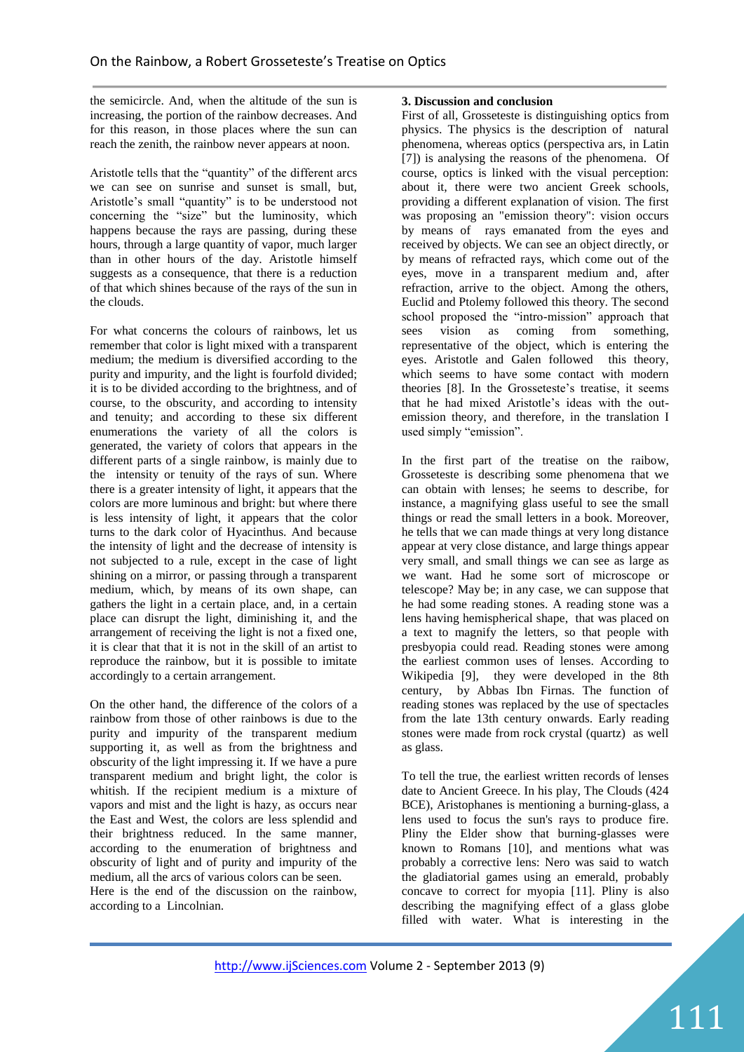the semicircle. And, when the altitude of the sun is increasing, the portion of the rainbow decreases. And for this reason, in those places where the sun can reach the zenith, the rainbow never appears at noon.

Aristotle tells that the "quantity" of the different arcs we can see on sunrise and sunset is small, but, Aristotle's small "quantity" is to be understood not concerning the "size" but the luminosity, which happens because the rays are passing, during these hours, through a large quantity of vapor, much larger than in other hours of the day. Aristotle himself suggests as a consequence, that there is a reduction of that which shines because of the rays of the sun in the clouds.

For what concerns the colours of rainbows, let us remember that color is light mixed with a transparent medium; the medium is diversified according to the purity and impurity, and the light is fourfold divided; it is to be divided according to the brightness, and of course, to the obscurity, and according to intensity and tenuity; and according to these six different enumerations the variety of all the colors is generated, the variety of colors that appears in the different parts of a single rainbow, is mainly due to the intensity or tenuity of the rays of sun. Where there is a greater intensity of light, it appears that the colors are more luminous and bright: but where there is less intensity of light, it appears that the color turns to the dark color of Hyacinthus. And because the intensity of light and the decrease of intensity is not subjected to a rule, except in the case of light shining on a mirror, or passing through a transparent medium, which, by means of its own shape, can gathers the light in a certain place, and, in a certain place can disrupt the light, diminishing it, and the arrangement of receiving the light is not a fixed one, it is clear that that it is not in the skill of an artist to reproduce the rainbow, but it is possible to imitate accordingly to a certain arrangement.

On the other hand, the difference of the colors of a rainbow from those of other rainbows is due to the purity and impurity of the transparent medium supporting it, as well as from the brightness and obscurity of the light impressing it. If we have a pure transparent medium and bright light, the color is whitish. If the recipient medium is a mixture of vapors and mist and the light is hazy, as occurs near the East and West, the colors are less splendid and their brightness reduced. In the same manner, according to the enumeration of brightness and obscurity of light and of purity and impurity of the medium, all the arcs of various colors can be seen.
Here is the end of the discussion on the rainbow, according to a Lincolnian.

### 3. Discussion and conclusion

First of all, Grosseteste is distinguishing optics from physics. The physics is the description of natural phenomena, whereas optics (perspectiva ars, in Latin [7]) is analysing the reasons of the phenomena. Of course, optics is linked with the visual perception: about it, there were two ancient Greek schools, providing a different explanation of vision. The first was proposing an "emission theory": vision occurs by means of rays emanated from the eyes and received by objects. We can see an object directly, or by means of refracted rays, which come out of the eyes, move in a transparent medium and, after refraction, arrive to the object. Among the others, Euclid and Ptolemy followed this theory. The second school proposed the "intro-mission" approach that sees vision as coming from something, representative of the object, which is entering the eyes. Aristotle and Galen followed this theory, which seems to have some contact with modern theories [8]. In the Grosseteste's treatise, it seems that he had mixed Aristotle's ideas with the out-emission theory, and therefore, in the translation I used simply "emission".

In the first part of the treatise on the raibow, Grosseteste is describing some phenomena that we can obtain with lenses; he seems to describe, for instance, a magnifying glass useful to see the small things or read the small letters in a book. Moreover, he tells that we can made things at very long distance appear at very close distance, and large things appear very small, and small things we can see as large as we want. Had he some sort of microscope or telescope? May be; in any case, we can suppose that he had some reading stones. A reading stone was a lens having hemispherical shape, that was placed on a text to magnify the letters, so that people with presbyopia could read. Reading stones were among the earliest common uses of lenses. According to Wikipedia [9], they were developed in the 8th century, by Abbas Ibn Firnas. The function of reading stones was replaced by the use of spectacles from the late 13th century onwards. Early reading stones were made from rock crystal (quartz) as well as glass.

To tell the true, the earliest written records of lenses date to Ancient Greece. In his play, The Clouds (424 BCE), Aristophanes is mentioning a burning-glass, a lens used to focus the sun's rays to produce fire. Pliny the Elder show that burning-glasses were known to Romans [10], and mentions what was probably a corrective lens: Nero was said to watch the gladiatorial games using an emerald, probably concave to correct for myopia [11]. Pliny is also describing the magnifying effect of a glass globe filled with water. What is interesting in the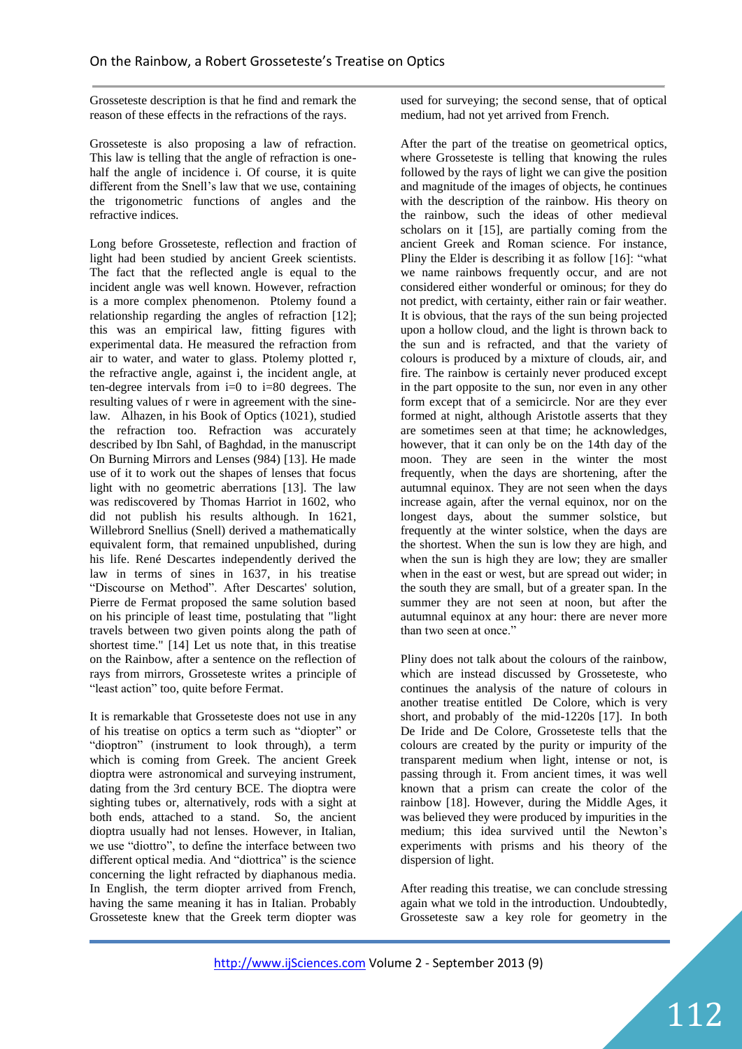Grosseteste description is that he find and remark the reason of these effects in the refractions of the rays.

Grosseteste is also proposing a law of refraction. This law is telling that the angle of refraction is one-half the angle of incidence i. Of course, it is quite different from the Snell's law that we use, containing the trigonometric functions of angles and the refractive indices.

Long before Grosseteste, reflection and fraction of light had been studied by ancient Greek scientists. The fact that the reflected angle is equal to the incident angle was well known. However, refraction is a more complex phenomenon. Ptolemy found a relationship regarding the angles of refraction [12]; this was an empirical law, fitting figures with experimental data. He measured the refraction from air to water, and water to glass. Ptolemy plotted r, the refractive angle, against i, the incident angle, at ten-degree intervals from i=0 to i=80 degrees. The resulting values of r were in agreement with the sine-law. Alhazen, in his Book of Optics (1021), studied the refraction too. Refraction was accurately described by Ibn Sahl, of Baghdad, in the manuscript On Burning Mirrors and Lenses (984) [13]. He made use of it to work out the shapes of lenses that focus light with no geometric aberrations [13]. The law was rediscovered by Thomas Harriot in 1602, who did not publish his results although. In 1621, Willebrord Snellius (Snell) derived a mathematically equivalent form, that remained unpublished, during his life. René Descartes independently derived the law in terms of sines in 1637, in his treatise "Discourse on Method". After Descartes' solution, Pierre de Fermat proposed the same solution based on his principle of least time, postulating that "light travels between two given points along the path of shortest time." [14] Let us note that, in this treatise on the Rainbow, after a sentence on the reflection of rays from mirrors, Grosseteste writes a principle of "least action" too, quite before Fermat.

It is remarkable that Grosseteste does not use in any of his treatise on optics a term such as "diopter" or "dioptron" (instrument to look through), a term which is coming from Greek. The ancient Greek dioptra were astronomical and surveying instrument, dating from the 3rd century BCE. The dioptra were sighting tubes or, alternatively, rods with a sight at both ends, attached to a stand. So, the ancient dioptra usually had not lenses. However, in Italian, we use "diottro", to define the interface between two different optical media. And "diottrica" is the science concerning the light refracted by diaphanous media. In English, the term diopter arrived from French, having the same meaning it has in Italian. Probably Grosseteste knew that the Greek term diopter was used for surveying; the second sense, that of optical medium, had not yet arrived from French.

After the part of the treatise on geometrical optics, where Grosseteste is telling that knowing the rules followed by the rays of light we can give the position and magnitude of the images of objects, he continues with the description of the rainbow. His theory on the rainbow, such the ideas of other medieval scholars on it [15], are partially coming from the ancient Greek and Roman science. For instance, Pliny the Elder is describing it as follow [16]: "what we name rainbows frequently occur, and are not considered either wonderful or ominous; for they do not predict, with certainty, either rain or fair weather. It is obvious, that the rays of the sun being projected upon a hollow cloud, and the light is thrown back to the sun and is refracted, and that the variety of colours is produced by a mixture of clouds, air, and fire. The rainbow is certainly never produced except in the part opposite to the sun, nor even in any other form except that of a semicircle. Nor are they ever formed at night, although Aristotle asserts that they are sometimes seen at that time; he acknowledges, however, that it can only be on the 14th day of the moon. They are seen in the winter the most frequently, when the days are shortening, after the autumnal equinox. They are not seen when the days increase again, after the vernal equinox, nor on the longest days, about the summer solstice, but frequently at the winter solstice, when the days are the shortest. When the sun is low they are high, and when the sun is high they are low; they are smaller when in the east or west, but are spread out wider; in the south they are small, but of a greater span. In the summer they are not seen at noon, but after the autumnal equinox at any hour: there are never more than two seen at once."

Pliny does not talk about the colours of the rainbow, which are instead discussed by Grosseteste, who continues the analysis of the nature of colours in another treatise entitled De Colore, which is very short, and probably of the mid-1220s [17]. In both De Iride and De Colore, Grosseteste tells that the colours are created by the purity or impurity of the transparent medium when light, intense or not, is passing through it. From ancient times, it was well known that a prism can create the color of the rainbow [18]. However, during the Middle Ages, it was believed they were produced by impurities in the medium; this idea survived until the Newton's experiments with prisms and his theory of the dispersion of light.

After reading this treatise, we can conclude stressing again what we told in the introduction. Undoubtedly, Grosseteste saw a key role for geometry in the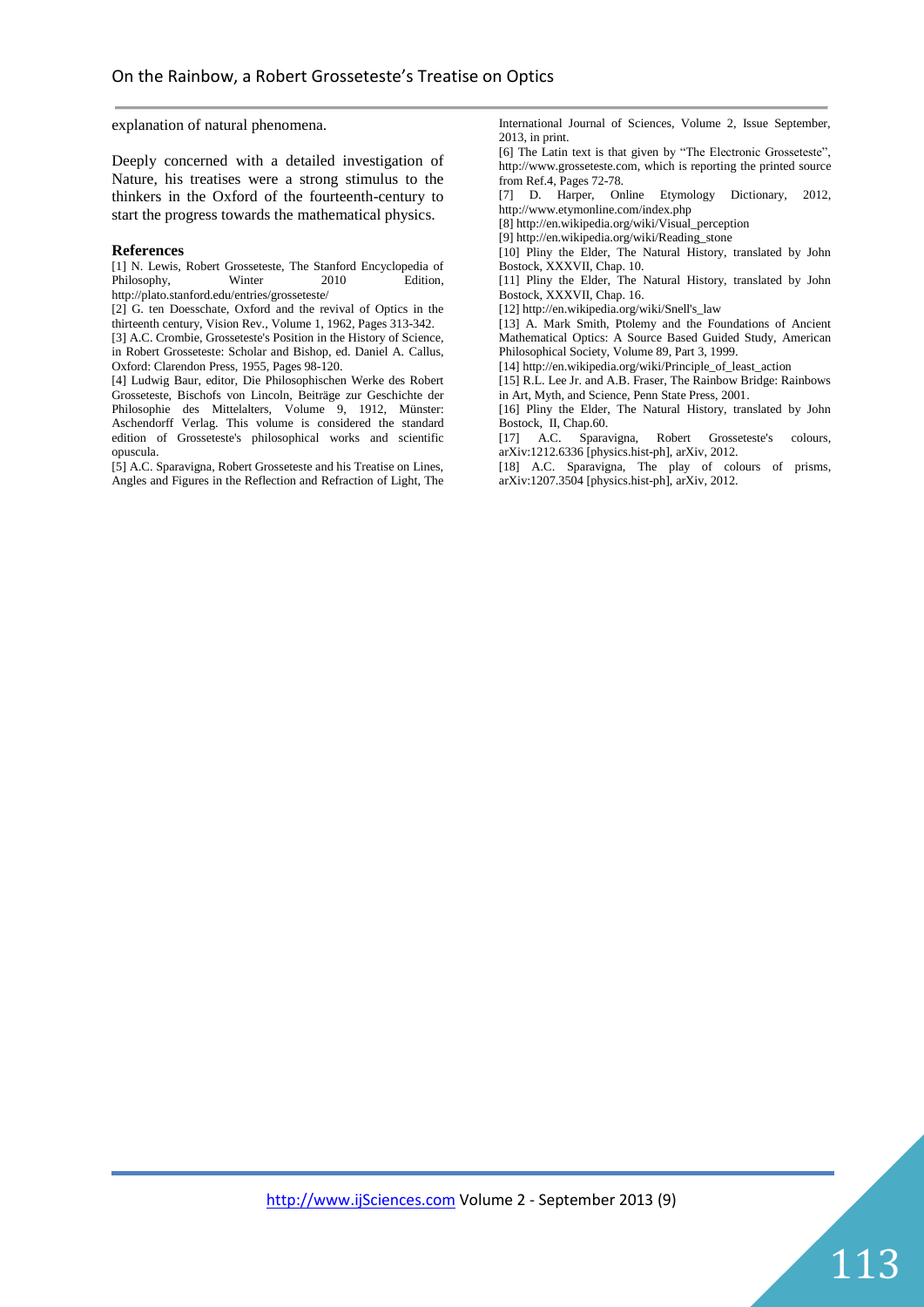explanation of natural phenomena.

Deeply concerned with a detailed investigation of Nature, his treatises were a strong stimulus to the thinkers in the Oxford of the fourteenth-century to start the progress towards the mathematical physics.

## References

[1] N. Lewis, Robert Grosseteste, The Stanford Encyclopedia of Philosophy, Winter 2010 Edition, http://plato.stanford.edu/entries/grosseteste/

[2] G. ten Doesschate, Oxford and the revival of Optics in the thirteenth century, Vision Rev., Volume 1, 1962, Pages 313-342.

[3] A.C. Crombie, Grosseteste's Position in the History of Science, in Robert Grosseteste: Scholar and Bishop, ed. Daniel A. Callus, Oxford: Clarendon Press, 1955, Pages 98-120.

[4] Ludwig Baur, editor, Die Philosophischen Werke des Robert Grosseteste, Bischofs von Lincoln, Beiträge zur Geschichte der Philosophie des Mittelalters, Volume 9, 1912, Münster: Aschendorff Verlag. This volume is considered the standard edition of Grosseteste's philosophical works and scientific opuscula.

[5] A.C. Sparavigna, Robert Grosseteste and his Treatise on Lines, Angles and Figures in the Reflection and Refraction of Light, The International Journal of Sciences, Volume 2, Issue September, 2013, in print.

[6] The Latin text is that given by "The Electronic Grosseteste", http://www.grosseteste.com, which is reporting the printed source from Ref.4, Pages 72-78.

[7] D. Harper, Online Etymology Dictionary, 2012, http://www.etymonline.com/index.php

[8] http://en.wikipedia.org/wiki/Visual_perception

[9] http://en.wikipedia.org/wiki/Reading_stone

[10] Pliny the Elder, The Natural History, translated by John Bostock, XXXVII, Chap. 10.

[11] Pliny the Elder, The Natural History, translated by John Bostock, XXXVII, Chap. 16.

[12] http://en.wikipedia.org/wiki/Snell's_law

[13] A. Mark Smith, Ptolemy and the Foundations of Ancient Mathematical Optics: A Source Based Guided Study, American Philosophical Society, Volume 89, Part 3, 1999.

[14] http://en.wikipedia.org/wiki/Principle_of_least_action

[15] R.L. Lee Jr. and A.B. Fraser, The Rainbow Bridge: Rainbows in Art, Myth, and Science, Penn State Press, 2001.

[16] Pliny the Elder, The Natural History, translated by John Bostock, II, Chap.60.

[17] A.C. Sparavigna, Robert Grosseteste's colours, arXiv:1212.6336 [physics.hist-ph], arXiv, 2012.

[18] A.C. Sparavigna, The play of colours of prisms, arXiv:1207.3504 [physics.hist-ph], arXiv, 2012.